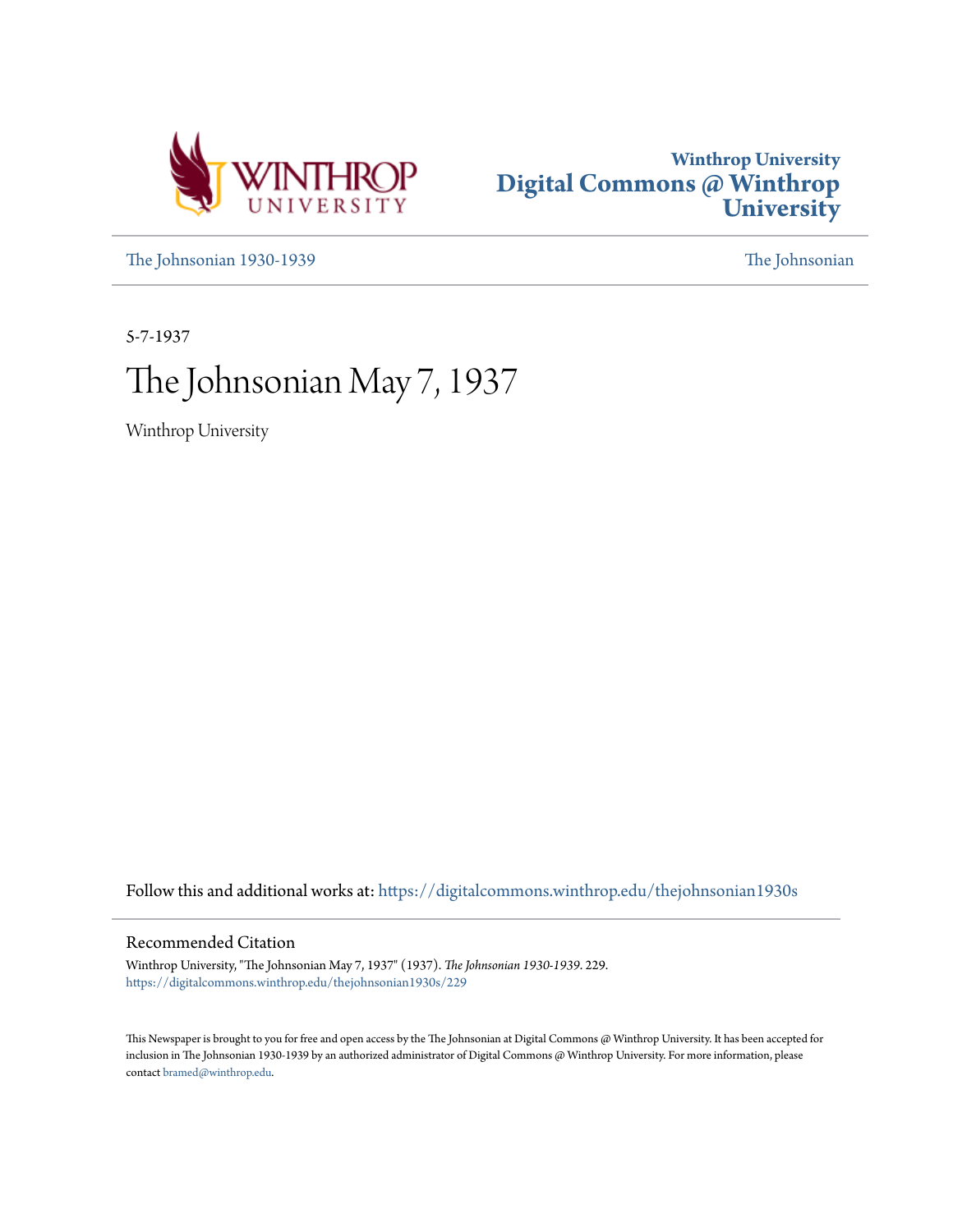Winthrop University
Digital Commons @ Winthrop University

The Johnsonian 1930-1939

The Johnsonian

5-7-1937

# The Johnsonian May 7, 1937

Winthrop University

Follow this and additional works at: https://digitalcommons.winthrop.edu/thejohnsonian1930s

## Recommended Citation

Winthrop University, "The Johnsonian May 7, 1937" (1937). *The Johnsonian 1930-1939*. 229.
https://digitalcommons.winthrop.edu/thejohnsonian1930s/229

This Newspaper is brought to you for free and open access by the The Johnsonian at Digital Commons @ Winthrop University. It has been accepted for inclusion in The Johnsonian 1930-1939 by an authorized administrator of Digital Commons @ Winthrop University. For more information, please contact bramed@winthrop.edu.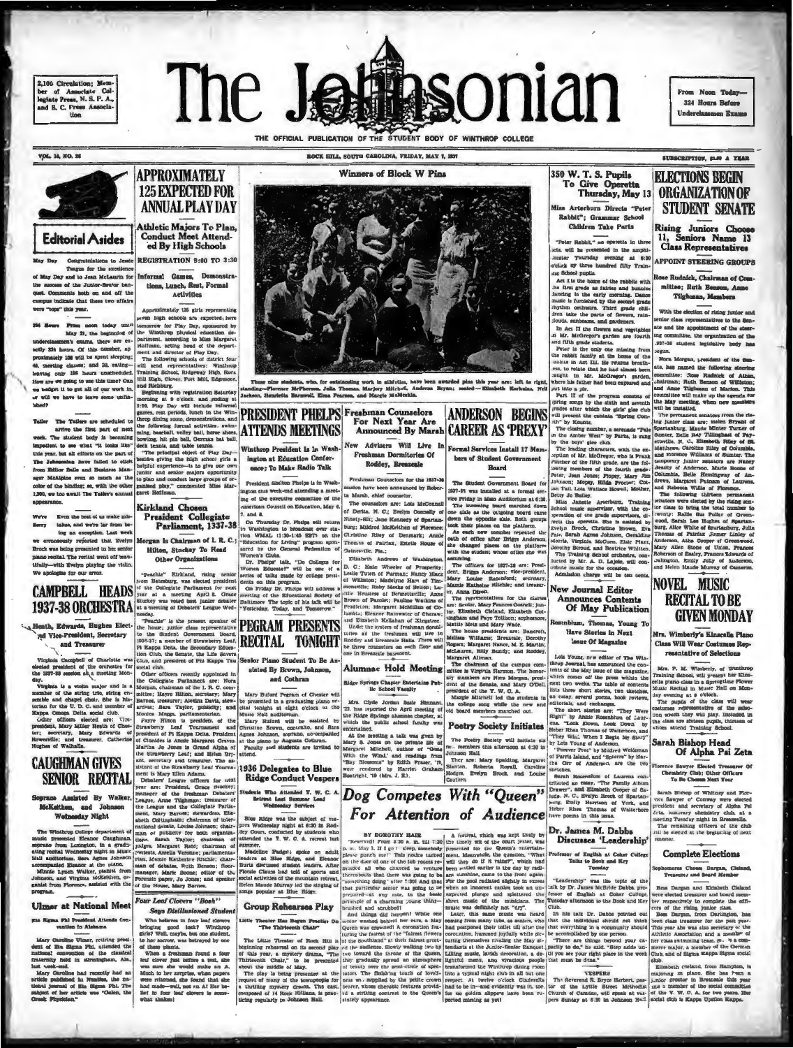2,100 Circulation; Member of Associate Collegiate Press, N. S. P. A., and S. C. Press Association

# The Johnsonian

THE OFFICIAL PUBLICATION OF THE STUDENT BODY OF WINTHROP COLLEGE

From Noon Today— 324 Hours Before Underclassmen Exams

VOL. 14, NO. 26 — ROCK HILL, SOUTH CAROLINA, FRIDAY, MAY 7, 1937 — SUBSCRIPTION, $1.00 A YEAR

## Editorial Asides

May Day Congratulations to Jessie Teague for the excellence of May Day and to Jean McLaurin for the success of the Junior-Senior banquet. Comments both on and off the campus indicate that these two affairs were "tops" this year.

384 Hours From noon today until May 21, the beginning of underclassmen's exams, there are exactly 324 hours. Of this number, approximately 108 will be spent sleeping; 45, meeting classes; and 30, eating—leaving only 156 hours unscheduled. How are we going to use this time? Can we budget it to get all of our work in, or will we have to leave some unfinished?

Tatler The Tatlers are scheduled to arrive the first part of next week. The student body is becoming impatient to see what "it looks like" this year, but all efforts on the part of The Johnsonian have failed to elicit from Editor Belle and Business Manager McAlpine even so much as the color of the binding; so, with the other 1,300, we too await The Tatler's annual appearance.

We're Even the best of us make mis-Sorry takes, and we're far from being an exception. Last week we erroneously reported that Evelyn Brock was being presented in her senior piano recital. The recital went off "wonderfully—with Evelyn playing the violin. We apologize for our error.

## CAMPBELL HEADS 1937-38 ORCHESTRA

### Heath, Edwards, Hughes Elected Vice-President, Secretary and Treasurer

Virginia Campbell of Charlotte was elected president of the orchestra for the 1937-38 session at a meeting Monday.

Virginia is a violin major and is a member of the string trio, string ensemble and chapel choir. She is historian for the U. D. C. and member of Kappa Omega Delta social club.

Other officers elected are: Vice-president, Mary Miller Heath of Chester; secretary, Mary Edwards of Rowesville; and treasurer, Catherine Hughes of Walhalla.

## CAUGHMAN GIVES SENIOR RECITAL

### Soprano Assisted By Walker, McKeithen, and Johnson Wednesday Night

The Winthrop College department of music presented Eleanor Caughman, soprano from Lexington, in a graduating recital Wednesday night in Music Hall auditorium. Sara Agnes Johnson accompanied Eleanor at the piano.

Minnie Lynch Walker, pianist from Johnston, and Virginia McKeithen, organist from Florence, assisted with the program.

## Ulmer at National Meet

### Eta Sigma Phi President Attends Convention In Alabama

Mary Caroline Ulmer, retiring president of Eta Sigma Phi, attended the national convention of the classical fraternity held in Birmingham, Ala., last week-end.

Mary Caroline had recently had an article published in Nuntius, the national journal of Eta Sigma Phi. The subject of her article was "Galen, the Greek Physician."

## APPROXIMATELY 125 EXPECTED FOR ANNUAL PLAY DAY

### Athletic Majors To Plan, Conduct Meet Attended By High Schools

REGISTRATION 9:00 TO 3:30

Informal Games, Demonstrations, Lunch, Rest, Formal Activities

Approximately 125 girls representing seven high schools are expected here tomorrow for Play Day, sponsored by the Winthrop physical education department, according to Miss Margaret Hoffman, acting head of the department and director of Play Day.

The following schools of district four will send representatives: Winthrop Training School, Ridgeway High, Rock Hill High, Clover, Fort Mill, Edgemoor, and Richburg.

Beginning with registration Saturday morning at 9 o'clock and ending at 3:30, Play Day will include informal games, rest periods, lunch in the Winthrop dining room, demonstrations, and the following formal activities: swimming, baseball, volley ball, horse shoes, bowling, hit pin ball, German bat ball, deck tennis, and table tennis.

"The principal object of Play Day—besides giving the high school girls a helpful experience—is to give our own junior and senior majors opportunity to plan and conduct large groups of organized play," commented Miss Margaret Hoffman.

## Kirkland Chosen President Collegiate Parliament, 1337-38

### Morgan Is Chairman of L. R. C.; Hilton, Stuckey To Head Other Organizations

"Peachie" Kirkland, rising senior from Batesburg, was elected president of the Collegiate Parliament for next year at a meeting April 8. Grace Stuckey was voted best junior debater at a meeting of Debaters' League Wednesday.

"Peachie" is the present speaker of the house; junior class representative to the Student Government board, 1936-37; a member of Strawberry Leaf, Pi Kappa Delta, the Secondary Education Club, the Senate, the Life Savers Club, and president of Phi Kappa Tau social club.

Other officers recently appointed in the Collegiate Parliament are: Nora Morgan, chairman of the L. R. C. committee; Fayre Hilton, secretary; Mary Barnes, treasurer; Alexina Davis, stewardess; Sara Taylor, publicity; and Monica Meggs, parliamentarian.

Fayre Hilton is president of the Strawberry Leaf Tournament and president of Pi Kappa Delta. President of Clonites is Annie Margaret Grant. Martha Jo Jones is Grand Alpha of the Strawberry Leaf; and Helen Bryant, secretary and treasurer. The assistant of the Strawberry Leaf Tournament is Mary Ellen Adams.

Debaters' League officers for next year are: President, Grace Stuckey; manager of the freshman Debaters' League, Anne Tilghman; treasurer of the League and the Collegiate Parliament, Mary Barnes; stewardess, Elizabeth Cottingham; chairman of international debate, Louise Johnson; chairman of publicity for both organizations, Sarah Taylor; chairman of judges, Margaret Reid; chairman of contests, Amelia Verone; parliamentarian, Mamie Katherine Ritchie; chairman of debates, Ruth Benson; floor-manager, Marie Boone; editor of the Forensic paper, Jo Jones; and speaker of the House, Mary Barnes.

## Four Leaf Clovers "Bosh" Says Disillusioned Student

Who believes in four leaf clovers bringing good luck? Winthrop girls? Well, maybe, but one student, to her sorrow, was betrayed by one of these plants.

When a freshman found a four leaf clover just before a test, she was sure she would make an A. Much to her surprise, when papers were returned, she found that she had made—well, not an A! Her belief in four leaf clovers is somewhat shaken!

## Winners of Block W Pins

These nine students, who, for outstanding work in athletics, have been awarded pins this year are: left to right, standing—Florence McPherson, Julia Thomas, Marjory Mitchell, Andrena Bryan; seated—Elizabeth Kerhulas, Nell Jackson, Henrietta Barnwell, Elna Pearson, and Margie McMeekin.

## PRESIDENT PHELPS ATTENDS MEETINGS

### Winthrop President Is In Washington at Education Conference; To Make Radio Talk

President Shelton Phelps is in Washington this week-end attending a meeting of the executive committee of the American Council on Education, May 6, 7, and 8.

On Thursday Dr. Phelps will return to Washington to broadcast over station WMAL (1:30-1:45 EST) on the "Education for Living" program sponsored by the General Federation of Women's Clubs.

Dr. Phelps' talk, "Do Colleges for Women Educate?" will be one of a series of talks made by college presidents on this program.

On Friday Dr. Phelps will address a meeting of the Educational Society of Baltimore. The topic of his talk will be "Yesterday, Today, and Tomorrow."

## PEGRAM PRESENTS RECITAL TONIGHT

### Senior Piano Student To Be Assisted By Brown, Johnson, and Cothran

Mary Buford Pegram of Chester will be presented in a graduating piano recital tonight at eight o'clock in the Music Hall auditorium.

Mary Buford will be assisted by Christine Brown, contralto, and Sara Agnes Johnson, soprano, accompanied at the piano by Augusta Cothran.

Faculty and students are invited to attend.

## 1936 Delegates to Blue Ridge Conduct Vespers

### Students Who Attended Y. W. C. A. Retreat Last Summer Lead Wednesday Services

Blue Ridge was the subject of vespers Wednesday night at 6:30 in Rodlery Court, conducted by students who attended the Y. W. C. A. retreat last summer.

Madeline Padget spoke on adult leaders at Blue Ridge, and Eleanor Burts discussed student leaders. After Flossie Clause had told of sports and social activities of the mountain retreat, Helen Maude Murray led the singing of songs popular at Blue Ridge.

## Group Rehearses Play

### Little Theater Has Begun Practice On "The Thirteenth Chair"

The Little Theater of Rock Hill is beginning rehearsal on its second play of this year, a mystery drama, "The Thirteenth Chair," to be presented about the middle of May.

The play is being presented at the request of many of the townspeople for a thrilling mystery drama. The cast, composed of 14 Rock Hillians, is practicing regularly in Johnson Hall.

## Freshman Counselors For Next Year Are Announced By Marsh

### New Advisers Will Live In Freshman Dormitories Of Roddey, Breazeale

Freshman Counselors for the 1937-38 session have been announced by Roberta Marsh, chief counselor.

The counselors are: Lois McConnell of Dertla, N. C.; Evelyn Connelly of Ninety-Six; Jane Kennedy of Spartanburg; Mildred McKeithen of Florence; Christine Riley of Denmark; Annie Thomas of Fairfax, Estelle House of Gainesville, Fla.;

Elizabeth Andrews of Washington, D. C.; Kate Wheeler of Prosperity; Leslie Tuten of Furman; Nancy Black of Williston; Madelyne Hart of Timmonsville; Ruby Mecks of Belton; Lucile Brunson of Bennettsville; Anne Brown of Pacolet; Pauline Watkins of Pendleton; Margaret McMillan of Columbia; Eleanor Rainwater of Cheraw; and Elizabeth Kellahan of Kingstree.

Under the system of freshman dormitories all the freshmen will live in Roddey and Breazeale Halls. There will be three counselors on each floor and one in Breazeale basement.

## Alumnae Hold Meeting

### Ridge Springs Chapter Entertains Public School Faculty

Mrs. Clyde Jordan Susie Stennant, '23, has reported the April meeting of the Ridge Springs alumnae chapter, at which the public school faculty was entertained.

At the meeting a talk was given by Mary A. Jones on the private life of Margaret Mitchell, author of "Gone With the Wind," and readings from "Bay Blossoms" by Edith Frasier, '18, were rendered by Harriet Graham Boatright, '19 (Mrs. J. E.).

## ANDERSON BEGINS CAREER AS 'PREXY'

### Formal Services Install 17 Members of Student Government Board

The Student Government Board for 1937-38 was installed at a formal service Friday in Main Auditorium at 6:30.

The incoming board marched down one aisle as the outgoing board came down the opposite aisle. Both groups took their places on the platform.

As each new member repeated the oath of office after Briggs Anderson, she changed places on the platform with the student whose office she was assuming.

The officers for 1937-38 are: President, Briggs Anderson; vice-president, Mary Louise Ratchford; secretary, Mamie Katherine Ritchie; and treasurer, Anna Dixon.

The representatives for the classes are: Senior, Mary Frances Cornell; junior, Elizabeth Cleland, Elizabeth Cottingham and Faye Tollison; sophomore, Mattie Reid and Mary Wade.

The house presidents are: Bancroft, Melissa Williams; Breazeale, Dorothy Rogers; Margaret Nance, M. E. Martin; McLaurin, Billy Bundy; and Roddey, Margaret Altman.

The chairman of the campus committee is Virginia Harmon. The honorary members are Nora Morgan, president of the Senate, and Mary O'Dell, president of the Y. W. C. A.

Margie Mitchell led the students in the college song while the new and old board members marched out.

## Poetry Society Initiates

The Poetry Society will initiate six new members this afternoon at 4:30 in Johnson Hall.

They are: Mary Spalding, Margaret Blanton, Roberta Royall, Caroline Hodges, Evelyn Brock, and Louise Caulkins.

## Dog Competes With "Queen" For Attention of Audience

BY DOROTHY HAIR

"Reserved! From 3:30 a. m. till 7:30 p. m. May 1. If I go to sleep, somebody please punch me!" This notice tacked on the door of one of the tub rooms reminded all who chanced to venture thereabouts that there was going to be "something doing" after 7:30! And that that particular senior was going to be prepared—at any rate, in the basic principle of a charming young thing—brushed and scrubbed!

And things did happen! While one senior washed behind her ears, a May Queen was crowned! A coronation featuring the fairest of the "fairest flowers of the Southland" at Winthrop was given the audience. Steady walking two by two toward the throne of the Queen, they gradually spread an atmosphere of beauty over the semi-circle of spectators. The finishing touch of loveliness was supplied by the petite crown bearer, whose cherubic features provided a striking contrast to the Queen's stately appearance.

A festival, which was kept lively by the timely wit of the court jester, was presented for the Queen's entertainment. Meanwhile, the question, "What will they do if it rains?", which had been settled earlier in the day by radiant sunshine, came to the front again. For the pool radiated slightly in excess when an innocent canine took an unexpected plunge and splattered the sheet music of the musicians. The music was definitely not "dry".

Later, this same music was heard coming from many tubs, as seniors, who had postponed their toilet till after the coronation, hummed joyfully while picturing themselves rivaling the May attendants at the Junior-Senior Banquet. Lilting music, lavish decoration, a delightful menu, and vivacious people transformed the Winthrop dining room into a typical night club in all but one respect. At twelve o'clock Cinderella had to be in—and evidently was in, too, for no golden slippers have been reported missing as yet!

## 350 W. T. S. Pupils To Give Operetta Thursday, May 13

### Miss Arterburn Directs "Peter Rabbit"; Grammar School Children Take Parts

"Peter Rabbit," an operetta in three acts, will be presented in the amphitheater Thursday evening at 6:30 o'clock by three hundred fifty Training School pupils.

Act I is the home of the rabbits with the first grade as fairies and bunnies dancing in the early morning. Dance music is furnished by the second grade rhythm orchestra. Third grade children take the parts of flowers, rain-clouds, sunbeams, and gardeners.

In Act II the flowers and vegetables in Mr. McGregor's garden are fourth and fifth grade students.

Peter is the only one missing from the rabbit family at the home of the bunnies in Act III. He returns breathless, to relate that he had almost been caught in Mr. McGregor's garden, where his father had been captured and put into a pie.

Part II of the program consists of spring songs by the sixth and seventh grades after which the girls' glee club will present the cantata "Spring Comes" by Kountz.

The closing number, a serenade "Pale in the Amber West" by Parks, is sung by the boys' glee club.

The leading characters, with the exception of Mr. McGregor, who is Frank Fincher of the fifth grade, are the following members of the fourth grade: Peter, Jean Jones; Flopsy, Mary Jim Johnson; Mopsy, Hilda Proctor; Cotton Tail, Lois Wallace Howell; Mother, Betty Jo Bailey.

Miss Jeanette Arterburn, Training School music supervisor, with the cooperation of the grade supervisors, directs the operetta. She is assisted by Evelyn Brock, Christine Brown, Eva Fair, Sarah Agnes Johnson, Geraldine Morris, Virginia McCuen, Elsie Plant, Dorothy Stroud, and Beatrice Whitten.

The Training School orchestra, conducted by Mr. A. D. Lajoie, will contribute music for the occasion.

Admission charge will be ten cents.

## New Journal Editor Announces Contents Of May Publication

### Rosenblum, Thomas, Young To Have Stories In Next Issue Of Magazine

Lois Young, new editor of The Winthrop Journal, has announced the contents of the May issue of the magazine, which comes off the press within the next two weeks. The table of contents lists three short stories, two sketches, an essay, several poems, book reviews, editorials, and exchanges.

The short stories are: "They Were Right" by Annie Rosenblum of Laurens, "Look Down, Look Down by Heber Rhea Thomas of Walterboro, and "They Win: When I Begin My Story" by Lois Young of Anderson.

"Forever Free" by Mildred Weidman of Parris Island, and "Spiders" by Marthe Orr of Anderson, are the two sketches.

Sarah Rosenblum of Laurens contributed an essay, "The Family Album Tree", and Elizabeth Cooper of Saluda, N. C., Evelyn Brock of Spartanburg, Emily Harrison of York, and Heber Rhea Thomas of Walterboro have poems in this issue.

## Dr. James M. Dabbs Discusses 'Leadership'

### Professor of English at Coker College Talks to Book and Key Tuesday

"Leadership" was the topic of the talk by Dr. James McBride Dabbs, professor of English at Coker College, Tuesday afternoon to the Book and Key Club.

In his talk Dr. Dabbs pointed out that the individual should not think that everything in a community should be accomplished by one person.

"There are things beyond your capacity to do," he said. "Step aside until you see your right place in the work that must be done."

### VESPERS

The Reverend R. Bryce Herbert, pastor of the Lyttle Street Methodist Church of Camden, will speak at vespers Sunday at 6:30 in Johnson Hall.

## ELECTIONS BEGIN ORGANIZATION OF STUDENT SENATE

### Rising Juniors Choose 11, Seniors Name 13 Class Representatives

APPOINT STEERING GROUPS

Rose Rudnick, Chairman of Committee; Ruth Benson, Anne Tilghman, Members

With the election of rising junior and senior class representatives to the Senate and the appointment of the steering committee, the organization of the 1937-38 student legislative body has begun.

Nora Morgan, president of the Senate, has named the following steering committee: Rose Rudnick of Aiken, chairman; Ruth Benson of Williston; and Anne Tilghman of Marion. This committee will make up the agenda for the May meeting, when new members will be installed.

The permanent senators from the rising junior class are: Helen Bryant of Spartanburg, Maude Miller Turner of Sumter, Belle Ray Tillinghast of Fayetteville, N. C., Elizabeth Riley of St. Matthews, Caroline Riley of Columbia, and Florence Williams of Sumter. The temporary junior senators are Nancy Beatty of Anderson, Marie Boone of Columbia, Belle Hemingway of Andrews, Margaret Putnam of Laurens, and Rebecca White of Florence.

The following thirteen permanent senators were elected by the rising senior class to bring the total number to twenty: Hallie Sue Fuller of Greenwood, Sarah Lee Hughes of Spartanburg, Alice White of Spartanburg, Julia Thomas of Fairfax, Renee Linley of Anderson, Atha Cooper of Greenwood, Mary Allen Stone of Union, Frances Roberson of Easley, Frances Edwards of Arlington, Emily Jolly of Anderson, and Helen Maude Murray of Cameron.

## NOVEL MUSIC RECITAL TO BE GIVEN MONDAY

### Mrs. Wimberly's Kinsella Piano Class Will Wear Costumes Representative of Selections

Mrs. P. M. Wimberly, of Winthrop Training School, will present her Kinsella piano class in a Spring Time Flower Music Recital in Music Hall on Monday evening at 8 o'clock.

The pupils of the class will wear costumes representative of the selection which they will play. Included in the class are sixteen pupils, thirteen of whom attend Training School.

## Sarah Bishop Head Of Alpha Psi Zeta

### Florence Sawyer Elected Treasurer Of Chemistry Club; Other Officers To Be Chosen Next Year

Sarah Bishop of Whitney and Florence Sawyer of Conway were elected president and secretary of Alpha Psi Zeta, honorary chemistry club, at a meeting Tuesday night in Breazeale.

The remaining officers of the club will be elected at the beginning of next semester.

## Complete Elections

### Sophomores Choose Dargan, Cleland, Treasurer and Board Member

Bess Dargan and Elizabeth Cleland were elected treasurer and board member respectively to complete the officers of the rising junior class.

Bess Dargan, from Darlington, has been class treasurer for the past year. This year she was also secretary of the Athletic Association and a member of her class swimming team, and a member of the German Club, and of Sigma Kappa Sigma social club.

Elizabeth Cleland, from Hampton, is majoring in piano. She has been a junior proctor in Breazeale this year and a member of the social committee of the Y. W. C. A. for two years. Her social club is Kappa Upsilon Kappa.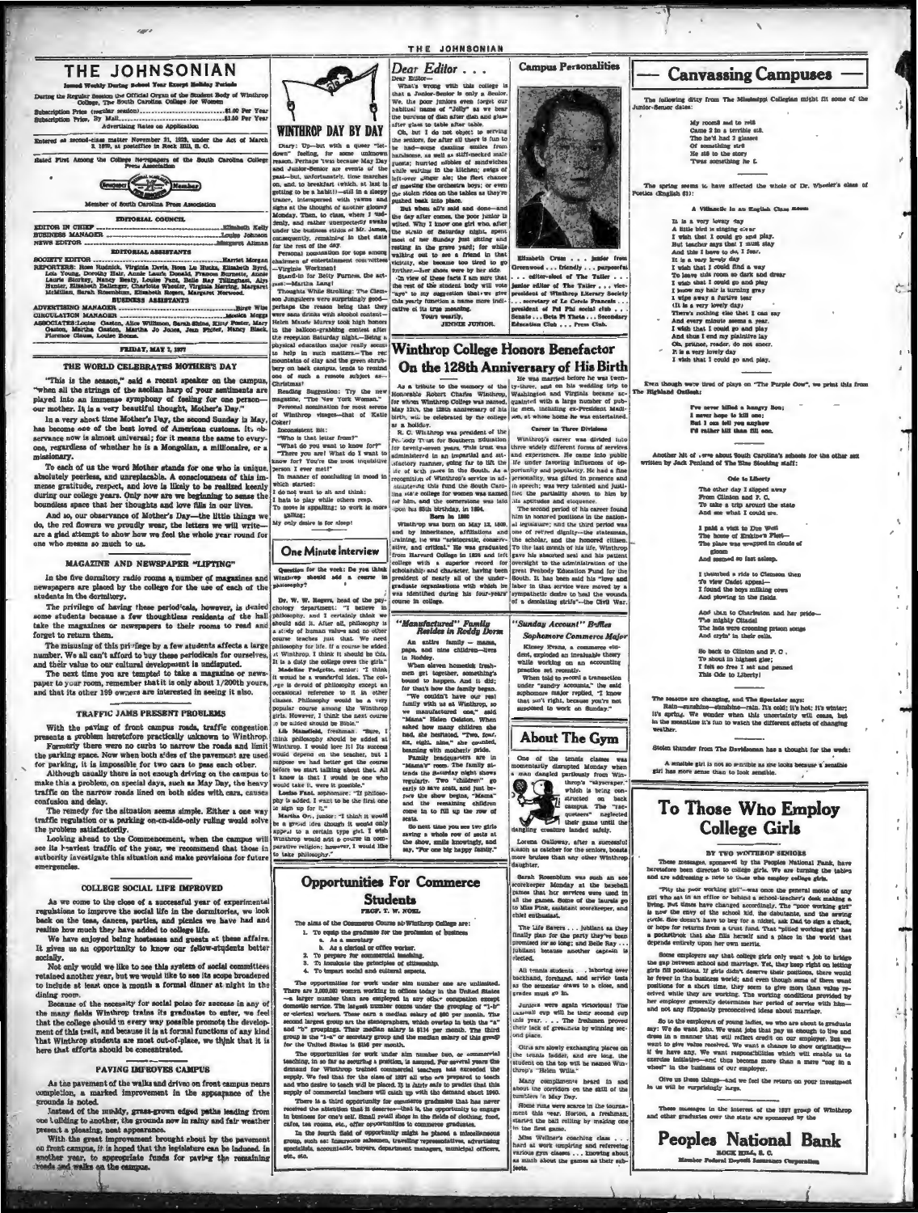# THE JOHNSONIAN

Issued Weekly During School Year Except Holiday Periods

During the Regular Session the Official Organ of the Student Body of Winthrop College, The South Carolina College for Women

Subscription Price (regular session) .......... $1.00 Per Year
Subscription Price, By Mail .......... $1.50 Per Year

Advertising Rates on Application

Entered as second-class matter November 21, 1923, under the Act of March 3, 1879, at postoffice in Rock Hill, S. C.

Rated First Among the College Newspapers of the South Carolina College Press Association

Member of South Carolina Press Association

### EDITORIAL COUNCIL

EDITOR IN CHIEF .......... Elizabeth Kelly
BUSINESS MANAGER .......... Louise Johnson
NEWS EDITOR .......... Margaret Allman

### EDITORIAL ASSISTANTS

SOCIETY EDITOR .......... Harriet Morgan

REPORTERS: Rose Rudnick, Virginia Davis, Rosa Lu Rucks, Elizabeth Byrd, Lola Young, Dorothy Hair, Annie Laurie Donald, Frances Burnette, Annie Laurie Starkey, Nancy Beaty, Louise Funk, Belle Ray Tillinghast, Alys Hunter, Elizabeth Ballenger, Charlotte Wheeler, Virginia Herring, Margaret McMillan, Sarah Rosenblum, Elizabeth Rogers, Margaret Norwood.

### BUSINESS ASSISTANTS

ADVERTISING MANAGER .......... Birgie Wise
CIRCULATION MANAGER .......... Monica Moggs
ASSOCIATES: Louise Gaston, Alice Williamson, Sarah Shine, Kitty Foster, Mary Gaston, Martha Gaston, Martha Jo Jones, Jean Philips, Nancy Black, Florence Glenn, Louise Rowan

FRIDAY, MAY 7, 1937

## THE WORLD CELEBRATES MOTHER'S DAY

"This is the season," said a recent speaker on the campus, "when all the strings of the aeolian harp of your sentiments are played into an immense symphony of feeling for one person—our mother. It is a very beautiful thought, Mother's Day."

In a very short time Mother's Day, the second Sunday in May, has become one of the best loved of American customs. Its observance now is almost universal; for it means the same to everyone, regardless of whether he is a Mongolian, a millionaire, or a missionary.

To each of us the word Mother stands for one who is unique, absolutely peerless, and unreplaceable. A consciousness of this immense gratitude, respect, and love is likely to be realized keenly during our college years. Only now are we beginning to sense the boundless space that her thoughts and love fills in our lives.

And so, our observance of Mother's Day—the little things we do, the red flowers we proudly wear, the letters we will write—are a glad attempt to show how we feel the whole year round for one who means so much to us.

## MAGAZINE AND NEWSPAPER "LIFTING"

In the five dormitory radio rooms a number of magazines and newspapers are placed by the college for the use of each of the students in the dormitory.

The privilege of having these periodicals, however, is denied some students because a few thoughtless residents of the hall take the magazines or newspapers to their rooms to read and forget to return them.

The misusing of this privilege by a few students affects a large number. We all can't afford to buy these periodicals for ourselves, and their value to our cultural development is undisputed.

The next time you are tempted to take a magazine or newspaper to your room, remember that it is only about 1/200th yours, and that its other 199 owners are interested in seeing it also.

## TRAFFIC JAMS PRESENT PROBLEMS

With the paving of front campus roads, traffic congestion presents a problem heretofore practically unknown to Winthrop. Formerly there were no curbs to narrow the roads and limit the parking space. Now when both sides of the pavement are used for parking, it is impossible for two cars to pass each other.

Although usually there is not enough driving on the campus to make this a problem, on special days, such as May Day, the heavy traffic on the narrow roads lined on both sides with cars, causes confusion and delay.

The remedy for the situation seems simple. Either a one way traffic regulation or a parking on-one-side-only ruling would solve the problem satisfactorily.

Looking ahead to the Commencement, when the campus will see its heaviest traffic of the year, we recommend that those in authority investigate this situation and make provisions for future emergencies.

## COLLEGE SOCIAL LIFE IMPROVED

As we come to the close of a successful year of experimental regulations to improve the social life in the dormitories, we look back on the teas, dances, parties, and picnics we have had and realize how much they have added to college life.

We have enjoyed being hostesses and guests at these affairs. It gives us an opportunity to know our fellow-students better socially.

Not only would we like to see this system of social committees retained another year, but we would like to see its scope broadened to include at least once a month a formal dinner at night in the dining room.

Because of the necessity for social poise for success in any of the many fields Winthrop trains its graduates to enter, we feel that the college should in every way possible promote the development of this trait, and because it is at formal functions of any kind that Winthrop students are most out-of-place, we think that it is here that efforts should be concentrated.

## PAVING IMPROVES CAMPUS

As the pavement of the walks and drives on front campus nears completion, a marked improvement in the appearance of the grounds is noted.

Instead of the muddy, grass-grown edged paths leading from one building to another, the grounds now in rainy and fair weather present a pleasing, neat appearance.

With the great improvement brought about by the pavement on front campus, it is hoped that the legislature can be induced, in another year, to appropriate funds for paving the remaining roads and walks on the campus.

## WINTHROP DAY BY DAY

Diary: Up—but with a queer "let-down" feeling, for some unknown reason. Perhaps 'twas because May Day and Junior-Senior are events of the past—but, unfortunately, time marches on, and, to breakfast (which, at last is getting to be a habit)—still in a sleepy trance, interspersed with yawns and sighs at the thought of another gloomy Monday. Then, to class, where I suddenly, and rather unexpectedly awake under the business ethics of Mr. James, consequently, remaining in that state for the rest of the day.

Personal nomination for tops among chairmen of entertainment committees—Virginia Workman!

Stand-in for Betty Furness, the actress—Martha Lang!

Thoughts While Strolling: The Clemson Junglers were surprisingly good—perhaps the reason being that they were sans drinks with alcohol content—Helen Maude Murray took high honors in the balcony-grabbing contest after the reception Saturday night—Being a physical education major really seems to help in such matters—The red mountains of clay and the green shrubbery on back campus, tends to remind one of such a remote subject as—Christmas!

Reading Suggestion: Try the new magazine, "The New York Woman."

Personal nomination for most envied of Winthrop visages—that of Katie Coker!

Inconsistent Bit:
"Who is that letter from?"
"What do you want to know for?"
"There you are! What do I want to know for? You're the most inquisitive person I ever met!"

In manner of concluding in mood in which started:
I do not want to sit and think;
I hate to play while others reap.
To move is appalling; to work is more galling;
My only desire is for sleep!

## One Minute Interview

Question for the week: Do you think Winthrop should add a course in philosophy?

Dr. W. W. Rogers, head of the psychology department: "I believe in philosophy, and I certainly think we should add it. After all, philosophy is a study of human values and no other course teaches just that. We need philosophy for life. If a course be added at Winthrop, I think it should be this. It is a duty of the college owes the girls."

Madeline Padgette, senior: "I think it would be a wonderful idea. The college is devoid of philosophy except an occasional reference to it in other classes. Philosophy would be a very popular course among the Winthrop girls. However, I think the next course to be added should be Bible."

Lib Mansfield, freshman: "Sure, I think philosophy should be added at Winthrop. I would love it! Its success would depend on the teacher, but I suppose we had better get the course before we start talking about that. All I know is that I would be one who would take it, were it possible."

Louise Faust, sophomore: "If philosophy is added, I want to be the first one to sign up for it."

Martha Orr, junior: "I think it would be a good idea though it would only appeal to a certain type girl. I wish Winthrop would add a course in comparative religion; however, I would like to take philosophy."

## Opportunities For Commerce Students

PROF. T. W. NOEL

The aims of the Commerce Course at Winthrop College are:
1. To equip the graduate for the profession of business
   a. As a secretary
   b. As a clerical or office worker.
2. To prepare for commercial teaching.
3. To inculcate the principles of citizenship.
4. To temper social and cultural aspects.

The opportunities for work under aim number one are unlimited. There are 2,000,000 women working in offices today in the United States—a larger number than are employed in any other occupation except domestic service. The largest number come under the grouping of "1-a" or clerical workers. These earn a median salary of $80 per month. The second largest group are the stenographers, which overlap in both the "a" and "b" groupings. Their median salary is $114 per month. The third group is the "1-a" or secretary group and the median salary of this group for the United States is $116 per month.

The opportunities for work under aim number two, or commercial teaching, is so far as securing a position, is assured. For several years the demand for Winthrop trained commercial teachers has exceeded the supply. We feel that for the class of 1937 all who are prepared to teach and who desire to teach will be placed. It is fairly safe to predict that this supply of commercial teachers will catch up with the demand about 1940.

There is a third opportunity for commerce graduates that has never received the attention that it deserves—that is, the opportunity to engage in business for one's self. Small retail shops in the fields of clothing, food, cafes, tea rooms, etc., offer opportunities to commerce graduates.

In the fourth field of opportunity might be placed a miscellaneous group, such as: insurance salesmen, traveling representatives, advertising specialists, accountants, buyers, department managers, municipal officers, etc., etc.

## Dear Editor . . .

Dear Editor—

What's wrong with this college is that a Junior-Senior is only a Senior. We, the poor juniors even forget our habitual names of "Jelly" as we bear the burdens of dish after dish and glass after glass to table after table.

Oh, but I do not object to serving the seniors, for after all there is fun to be had—some dazzling smiles from handsome, as well as stiff-necked male guests; hurried nibbles of sandwiches while waiting in the kitchen; swigs of left-over ginger ale; the fleet chance of meeting the orchestra boys; or even the stolen rides on the tables as they're pushed back into place.

But when all's said and done—and the day after comes, the poor junior is wilted. Why I know one girl who, after the strain of Saturday night, spent most of her Sunday just sitting and resting in the grave yard; for while walking out to see a friend in that vicinity, she became too tired to go further—her shoes were by her side.

In view of these facts I am sure that the rest of the student body will vote "aye" to my suggestion that we give this yearly function a name more indicative of its true meaning.

Yours wearily,
JENNIE JUNIOR.

## Campus Personalities

Elizabeth Crum . . . junior from Greenwood . . . friendly . . . purposeful . . . editor-elect of The Tatler . . . junior editor of The Tatler . . . vice-president of Winthrop Literary Society . . . secretary of Le Cercle Français . . . president of Psi Phi social club . . . Senate . . . Beta Pi Theta . . . Secondary Education Club . . . Press Club.

## Winthrop College Honors Benefactor On the 128th Anniversary of His Birth

As a tribute to the memory of the Honorable Robert Charles Winthrop, for whom Winthrop College was named, May 12th, the 128th anniversary of his birth, will be celebrated by the college as a holiday.

R. C. Winthrop was president of the Peabody Trust for Southern Education for twenty-seven years. This trust was administered in an impartial and satisfactory manner, going far to lift the life of both races in the South. As a recognition of Winthrop's service in administering this fund the South Carolina state college for women was named for him, and the cornerstone was laid upon his 80th birthday, in 1894.

### Born in 1809

Winthrop was born on May 12, 1809, and by inheritance, affiliations and training, he was "aristocratic, conservative, and critical." He was graduated from Harvard College in 1828 and left college with a superior record for scholarship and character, having been president of nearly all of the undergraduate organizations with which he was identified during his four-years' course in college.

He was married before he was twenty-three, and on his wedding trip to Washington and Virginia became acquainted with a large number of public men, including ex-President Madison, at whose home he was entertained.

### Career in Three Divisions

Winthrop's career was divided into three widely different forms of services and experiences. He came into public life under favoring influences of opportunity and popularity. He had a fine personality, was gifted in presence and in speech; was very talented and justified the partiality shown to him by his aptitudes and eloquence.

The second period of his career found him in honored positions in the national legislature; and the third period was one of retired dignity—the statesman, the scholar, and the honored citizen. To the last month of his life, Winthrop gave his assured zeal and his patient oversight to the administration of the great Peabody Education Fund for the South. It has been said his "love and labor in that service were moved by a sympathetic desire to heal the wounds of a desolating strife"—the Civil War.

## "Manufactured" Family Resides in Roddy Dorm

An entire family — mama, papa, and nine children—lives in Roddey.

When eleven homesick freshmen get together, something's bound to happen. And it did; for that's how the family began.

"We couldn't have our real family with us at Winthrop, so we manufactured one," said "Mama" Helen Gelston. When asked how many children she had, she hesitated, "two, four, six, eight, nine," she counted, beaming with motherly pride.

Family headquarters are in "Mama's" room. The family attends the Saturday night shows regularly. Two "children" go early to save seats, and just before the show begins, "Mama" and the remaining children come in to fill up the row of seats.

So next time you see two girls saving a whole row of seats at the show, smile knowingly, and say, "For one big happy family."

## "Sunday Account" Baffles Sophomore Commerce Major

Kinsey Evans, a commerce student, exploded an invaluable theory while working on an accounting practice set recently.

When told to record a transaction under "sundry accounts," the said sophomore major replied, "I know that isn't right, because you're not supposed to work on Sunday."

## About The Gym

One of the tennis classes was momentarily disrupted Monday when a man dangled perilously from Winthrop's "skyscraper," which is being constructed on back campus. The "racqueteers" neglected their game until the dangling creature landed safely.

Lorena Galloway, after a successful season as catcher for the seniors, boasts more bruises than any other Winthrop daughter.

Sarah Rosenblum was such an ace scorekeeper Monday at the baseball games that her services were used in all the games. Some of the laurels go to Miss Fink, assistant scorekeeper, and chief enthusiast.

The Life Savers . . . jubilant as they finally plan for the party they've been promised for so long; and Belle Ray . . . jubilant because another captain is elected.

All tennis students . . . laboring over backhand, forehand, and service tests as the semester draws to a close, and grades must go in.

Juniors were again victorious! The baseball cup will be their second cup this year . . . The freshmen proved their lack of greenness by winning second place.

Girls are slowly exchanging places on the tennis ladder, and are long, the student on the top will be named Winthrop's "Helen Wills."

Many compliments heard in and about the corridors on the skill of the tumblers in May Day.

Home runs were scarce in the tournament this year. Horton, a freshman, started the ball rolling by making one in the first game.

Miss Wellner's coaching class . . . hard at work compiling and refereeing various gym classes . . . knowing about as much about the games as their subjects.

## — Canvassing Campuses —

The following ditty from The Mississippi Collegian might fit some of the Junior-Senior dates:

> My roomie said to me
> Came 3 to a terrible sight.
> The he'd had 2 glasses
> Of something stiff
> He did to the story
> 'Twas something he 4.

The spring seems to have affected the whole of Dr. Wheeler's class of Poetics (English 61):

### A Villanelle in an English Class Room

> It is a very lovely day
> A little bird is singing clear
> I wish that I could go and play.
> But teacher says that I must stay
> And this I have to do, I fear,
> It is a very lovely day
> I wish that I could find a way
> To leave this room so dark and drear
> I wish that I could go and play
> I move my hair is turning gray
> I wipe away a furtive tear
> (It is a very lovely day)
> There's nothing else that I can say
> And every minute seems a year.
> I wish that I could go and play
> And thus I end my plaintive lay
> Oh, patient, reader, do not sneer,
> It is a very lovely day
> I wish that I could go and play.

Even though we're tired of plays on "The Purple Cow", we print this from The Highland Outlook:

> I've never killed a hungry Bou;
> I never hope to kill one;
> But I can tell you anyhow
> I'd rather kill than fill one.

Another bit of verse about South Carolina's schools for the other sex written by Jack Penland of The Blue Stocking staff:

### Ode to Liberty

> The other day I slipped away
> From Clinton and P. C.
> To take a trip around the state
> And see what I could see.
>
> I paid a visit to Due West
> The house of Erskine's Fleet—
> The place was wrapped in clouds of gloom
> And seemed so fast asleep.
>
> I thumbed a ride to Clemson then
> To view Cadet appeal—
> I found the boys milking cows
> And plowing in the fields.
>
> And then to Charleston and her pride—
> The mighty Citadel
> The lads were crooning prison songs
> And cryin' in their cells.
>
> So back to Clinton and P. C.,
> To shout in highest glee;
> I felt so free I sat and penned
> This Ode to Liberty!

The seasons are changing, and The Spectator says:

Rain—sunshine—sunshine—rain. It's cold; it's hot; it's winter; it's spring. We wonder when this uncertainty will cease, but in the meantime it's fun to watch the different effects of changing weather.

Stolen thunder from The Davidsonian has a thought for the week:

A sensible girl is not so sensible as she looks because a sensible girl has more sense than to look sensible.

## To Those Who Employ College Girls

BY TWO WINTHROP SENIORS

These messages, sponsored by the Peoples National Bank, have heretofore been directed to college girls. We are turning the tables and are addressing a note to those who employ college girls.

"Pity the poor working girl"—was once the general motto of any girl who sat in an office or behind a school-teacher's desk making a living. But times have changed accordingly. The "poor working girl" is now the envy of the school kid, the debutante, and the sewing circle. She doesn't have to beg for a nickel, ask Dad to sign a check, or hope for returns from a trust fund. That "pitied working girl" has a pocketbook that she fills herself and a place in the world that depends entirely upon her own merits.

Some employers say that college girls only want a job to bridge the gap between school and marriage. Yet, they keep right on letting girls fill positions. If girls didn't deserve their positions, there would be fewer in the business world; and even though some of them want positions for a short time, they seem to give more than value received while they are working. The working conditions provided by her employer generally determines her period of service with him—and not any flippantly preconceived ideas about marriage.

So to the employers of young ladies, we who are about to graduate say: We do want jobs. We want jobs that pay us enough to live and dress in a manner that will reflect credit on our employer. But we want to give value received. We want a chance to show originality—if we have any. We want responsibilities which will enable us to exercise initiative—and thus become more than a mere "cog in a wheel" in the business of our employer.

Give us these things—and we feel the return on your investment in us will be surprisingly large.

These messages in the interest of the 1937 group of Winthrop and other graduates over the state are sponsored by the

**Peoples National Bank**
ROCK HILL, S. C.
Member Federal Deposit Insurance Corporation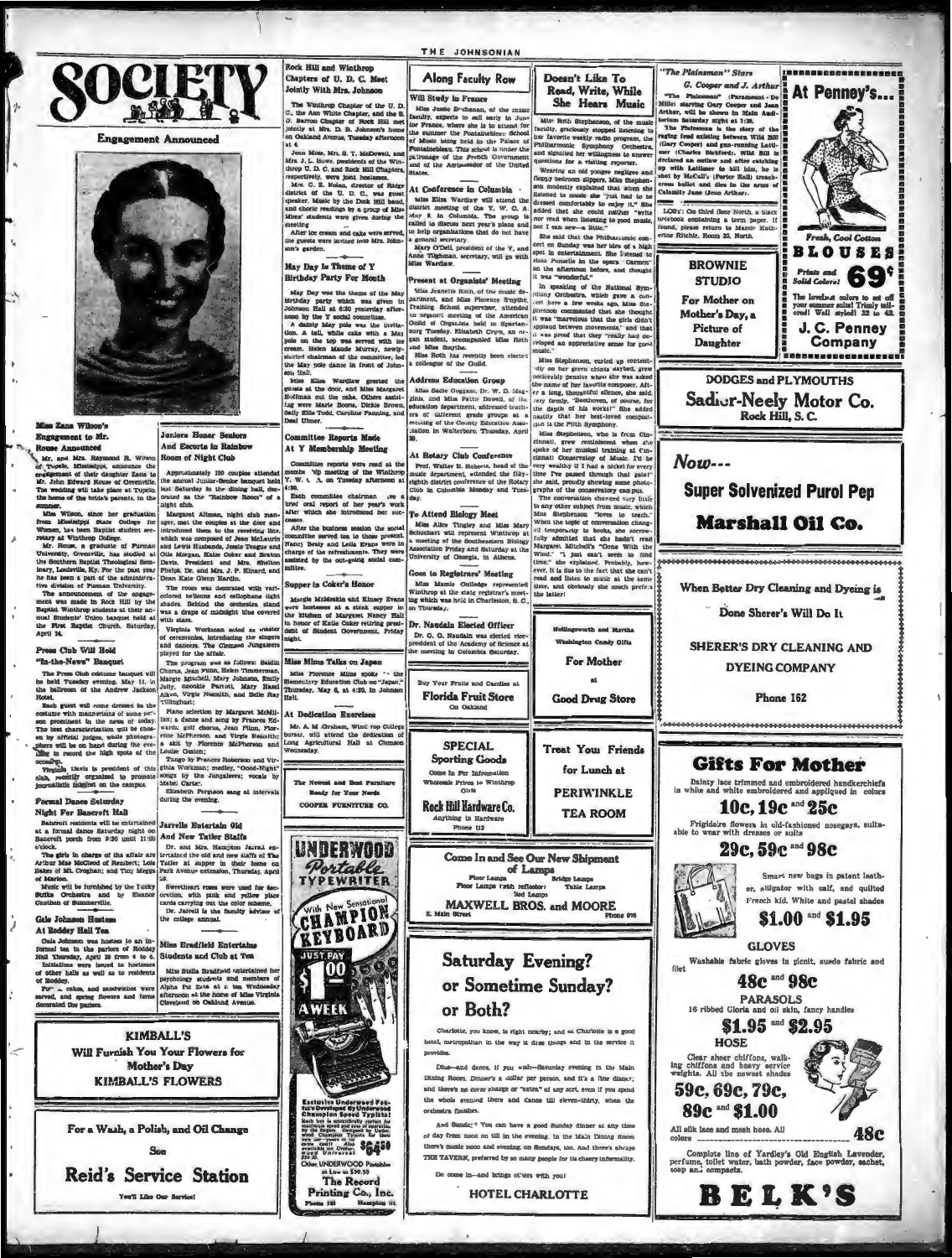# SOCIETY

## Engagement Announced

### Miss Zana Wilson's Engagement to Mr. Rouse Announced

Mr. and Mrs. Raymond R. Wilson of Tupelo, Mississippi, announce the engagement of their daughter Zana to Mr. John Edward Rouse of Greenville. The wedding will take place at Tupelo, the home of the bride's parents, in the summer.

Miss Wilson, since her graduation from Mississippi State College for Women, has been Baptist student secretary at Winthrop College.

Mr. Rouse, a graduate of Furman University, Greenville, has studied at the Southern Baptist Theological Seminary, Louisville, Ky. For the past year he has been a part of the administrative division of Furman University.

The announcement of the engagement was made in Rock Hill by the Baptist Winthrop students at their annual Students' Union banquet held at the First Baptist Church, Saturday, April 24.

### Press Club Will Hold "In-the-News" Banquet

The Press Club costume banquet will be held Tuesday evening, May 11, in the ballroom of the Andrew Jackson Hotel.

Each guest will come dressed in the costume with mannerisms of some person prominent in the news of today. The best characterization will be chosen by official judges, while photographers will be on hand during the evening to record the high spots of the occasion.

Virginia Davis is president of this club, recently organized to promote journalistic interest on the campus.

### Formal Dance Saturday Night for Bancroft Hall

Bancroft residents will be entertained at a formal dance Saturday night on Bancroft porch from 9:30 until 11:00 o'clock.

The girls in charge of the affair are Arthur Mae McCleod of Rembert; Lois Baker of Mt. Croghan; and Tiny Meggs of Marion.

Music will be furnished by the Lucky Strike Orchestra and by Eleanor Cauthen of Summerville.

### Gale Johnson Hostess At Roddey Hall Tea

Gale Johnson was hostess to an informal tea in the parlors of Roddey Hall Thursday, April 29 from 4 to 6. Invitations were issued to hostesses of other halls as well as to residents of Roddey.

Punch, cakes, and sandwiches were served, and spring flowers and ferns decorated the parlors.

### Juniors Honor Seniors And Escorts in Rainbow Room of Night Club

Approximately 150 couples attended the annual Junior-Senior banquet held last Saturday in the dining hall, decorated as the "Rainbow Room" of a night club.

Margaret Altman, night club manager, met the couples at the door and introduced them to the receiving line, which was composed of Jean McLaurin and Lewis Husbands, Jessie Teague and Otis Morgan, Katie Coker and Braton Davis, President and Mrs. Shelton Phelps, Dr. and Mrs. J. P. Kinard, and Dean Kate Glenn Hardin.

The room was decorated with varicolored balloons and cellophane light shades. Behind the orchestra stand was a drape of midnight blue covered with stars.

Virginia Workman acted as master of ceremonies, introducing the singers and dancers. The Clemson Jungaleers played for the affair.

The program was as follows: Baldin Chorus, Jean Flinn, Helen Timmerman, Margie Mitchell, Mary Johnson, Emily Jelly, Snookie Parrott, Mary Hazel Aiken, Virgie Nesmith, and Belle Ray Tillinghast;

Piano selection by Margaret McMillan; a dance and song by Frances Edwards; golf chorus, Jean Flinn, Florence McPherson, and Virgie Nesmith; a skit by Florence McPherson and Louise Oaston;

Tango by Frances Roberson and Virginia Workman; medley, "Good-Night" songs by the Jungaleers; vocals by Mabel Carter.

Elizabeth Ferguson sang at intervals during the evening.

### Jarrells Entertain Old And New Tatler Staffs

Dr. and Mrs. Hampton Jarrell entertained the old and new staffs of The Tatler at supper in their home on Park Avenue extension, Thursday, April 29.

Sweetheart roses were used for decoration, with pink and yellow place cards carrying out the color scheme.

Dr. Jarrell is the faculty adviser of the college annual.

### Miss Bradfield Entertains Students and Club at Tea

Miss Stella Bradfield entertained her psychology students and members of Alpha Psi Zeta at a tea Wednesday afternoon at the home of Miss Virginia Cleveland on Oakland Avenue.

---

**KIMBALL'S**
Will Furnish You Your Flowers for Mother's Day
**KIMBALL'S FLOWERS**

---

For a Wash, a Polish, and Oil Change
See
**Reid's Service Station**
You'll Like Our Service!

---

### Rock Hill and Winthrop Chapters of U. D. C. Meet Jointly With Mrs. Johnson

The Winthrop Chapter of the U. D. C., the Ann White Chapter, and the S. D. Barron Chapter of Rock Hill met jointly at Mrs. D. B. Johnson's home on Oakland Avenue, Tuesday afternoon at 4.

Jean Moss, Mrs. S. T. McDowell, and Mrs. J. L. Howe, presidents of the Winthrop U. D. C. and Rock Hill Chapters, respectively, were joint hostesses.

Mrs. C. E. Nolan, director of Ridge district of the U. D. C., was guest speaker. Music by the Dock Hill band, and choric readings by a group of Miss Mims' students were given during the meeting.

After ice cream and cake were served, the guests were invited into Mrs. Johnson's garden.

### May Day Is Theme of Y Birthday Party For Month

May Day was the theme of the May birthday party which was given in Johnson Hall at 6:30 yesterday afternoon by the Y social committee.

A dainty May pole was the invitation. A tall, white cake with a May pole on the top was served with ice cream. Helen Maude Murray, newly-elected chairman of the committee, led the May pole dance in front of Johnson Hall.

Miss Eliza Wardlaw greeted the guests at the door, and Miss Margaret Hoffman cut the cake. Others assisting were Marie Boone, Dickie Brown, Sally Ellis Todd, Caroline Fanning, and Doel Ulmer.

### Committee Reports Made At Y Membership Meeting

Committee reports were read at the membership meeting of the Winthrop Y. W. C. A. on Tuesday afternoon at 4:30.

Each committee chairman gave a brief oral report of her year's work after which she introduced her successor.

After the business session the social committee served tea to those present. Nancy Beaty and Leila Evans were in charge of the refreshments. They were assisted by the out-going social committee.

### Supper in Coker's Honor

Margie McMeekin and Kinsey Evans were hostesses at a steak supper in the kitchen of Margaret Nancy Hall in honor of Katie Coker retiring president of Student Government, Friday night.

---

The Newest and Best Furniture
Ready for Your Needs
COOPER FURNITURE CO.

---

**UNDERWOOD** *Portable* TYPEWRITER

With New Sensational CHAMPION KEYBOARD

JUST PAY $1.00 A WEEK

Exclusive Underwood Feature Developed By Underwood Champion Speed Typists! Each key is scientifically correct for maximum speed and ease of operation by the fingers. Developed by Underwood Champion Typists for their own use—yours at no extra cost! Also available on Underwood Universal $64.50

Other UNDERWOOD Portables as Low as $39.50

**The Record Printing Co., Inc.**
Phone 164 Hampton St.

---

## Along Faculty Row

### Will Study in France

Miss Jessie Buchanan, of the music faculty, expects to sail early in June for France, where she is to attend for the summer the Fontainebleau School of Music being held in the Palace of Fontainebleau. This school is under the patronage of the French Government and of the Ambassador of the United States.

### At Conference in Columbia

Miss Eliza Wardlaw will attend the district meeting of the Y. W. C. A. May 8, in Columbia. The group is called to discuss next year's plans and to help organizations that do not have a general secretary.

Mary O'Dell, president of the Y, and Anne Tilghman, secretary, will go with Miss Wardlaw.

### Present at Organists' Meeting

Miss Jeanette Roth, of the music department, and Miss Florence Smythe, Training School supervisor, attended an organ meeting of the American Guild of Organists held in Spartanburg Tuesday. Elizabeth Crum, an organ student, accompanied Miss Roth and Miss Smythe.

Miss Roth has recently been elected a colleague of the Guild.

### Address Education Group

Miss Sadie Goggans, Dr. W. D. Magginis, and Miss Pattie Dowell, of the education department, addressed teachers of different grade groups at a meeting of the County Education Association in Walterboro, Thursday, April 29.

### At Rotary Club Conference

Prof. Walter B. Roberts, head of the music department, attended the fifty-eighth district conference of the Rotary Club in Columbia Monday and Tuesday.

### To Attend Biology Meet

Miss Alice Tingley and Miss Mary Schuchart will represent Winthrop at a meeting of the Southeastern Biology Association Friday and Saturday at the University of Georgia, in Athens.

### Goes to Registrars' Meeting

Miss Mamie Gulledge represented Winthrop at the state registrar's meeting which was held in Charleston, S. C., on Thursday.

### Dr. Naudain Elected Officer

Dr. G. G. Naudain was elected vice-president of the Academy of Science at the meeting in Columbia Saturday.

### Miss Mims Talks on Japan

Miss Florence Mims spoke to the Elementary Education Club on "Japan," Thursday, May 6, at 4:30, in Johnson Hall.

### At Dedication Exercises

Mr. A. M. Graham, Winthrop College bursar, will attend the dedication of Long Agricultural Hall at Clemson Wednesday.

---

Buy Your Fruits and Candies at
**Florida Fruit Store**
On Oakland

---

**SPECIAL Sporting Goods**
Come In For Information
Wholesale Prices to Winthrop Girls
**Rock Hill Hardware Co.**
Anything in Hardware
Phone 112

---

## Doesn't Like To Read, Write, While She Hears Music

Miss Beth Stephenson, of the music faculty, graciously stopped listening to her favorite weekly radio program, the Philharmonic Symphony Orchestra, and signified her willingness to answer questions for a visiting reporter.

Wearing an old pongee negligee and floppy bedroom slippers, Miss Stephenson modestly explained that when she listened to music she "just had to be dressed comfortably to enjoy it." She added that she could neither "write nor read when listening to good music, but I can sew—a little."

She said that the Philharmonic concert on Sunday was her idea of a high spot in entertainment. She listened to Rosa Ponselle in the opera "Carmen" on the afternoon before, and thought it was "wonderful."

In speaking of the National Symphony Orchestra, which gave a concert here a few weeks ago, Miss Stephenson commented that she thought it was "marvelous that the girls didn't applaud between movements," and that it was proof that they "really had developed an appreciative sense for good music."

Miss Stephenson, curled up contentedly on her green chintz daybed, grew noticeably pensive when she was asked the name of her favorite composer. After a long, thoughtful silence, she said, very firmly, "Beethoven, of course, for the depth of his works!" She added hastily that her best-loved composition is the Fifth Symphony.

Miss Stephenson, who is from Cincinnati, grew reminiscent when she spoke of her musical training at Cincinnati Conservatory of Music. "I'd be very wealthy if I had a nickel for every time I've passed through that gate!" she said, proudly showing some photographs of the conservatory campus.

The conversation changed very little to any other subject from music, which Miss Stephenson "loves to teach." When the topic of conversation changed temporarily to books, she sorrowfully admitted that she hadn't read Margaret Mitchell's "Gone With the Wind." "I just can't seem to find time," she explained. Probably, however, it is due to the fact that she can't read and listen to music at the same time, and obviously she much prefers the latter!

---

Hollingsworth and Martha Washington Candy Gifts
For Mother
at
Good Drug Store

---

Treat Your Friends
for Lunch at
**PERIWINKLE TEA ROOM**

---

Come In and See Our New Shipment of Lamps
Floor Lamps — Bridge Lamps
Floor Lamps (with reflector) — Table Lamps
Bed Lamps
**MAXWELL BROS. and MOORE**
E. Main Street — Phone 976

---

## Saturday Evening? or Sometime Sunday? or Both?

Charlotte, you know, is right nearby; and as Charlotte is a good hotel, metropolitan in the way it does things and in the service it provides.

Dine—and dance, if you wish—Saturday evening in the Main Dining Room. Dinner's a dollar per person, and it's a fine dinner; and there's no cover charge or "extra" of any sort, even if you spend the whole evening there and dance till eleven-thirty, when the orchestra finishes.

And Sunday? You can have a good Sunday dinner at any time of day from noon on till in the evening. In the Main Dining Room there's music noon and evening, on Sundays, too. And there's always THE TAVERN, preferred by so many people for its cheery informality.

Do come in—and brings others with you!

**HOTEL CHARLOTTE**

---

### "The Plainsman" Stars G. Cooper and J. Arthur

"The Plainsman" (Paramount - De Mille) starring Gary Cooper and Jean Arthur, will be shown in Main Auditorium Saturday night at 7:30.

The Plainsman is the story of the raging feud existing between Wild Bill (Gary Cooper) and gun-running Lattimer (Charles Bickford). Wild Bill is declared an outlaw and after catching up with Lattimer to kill him, he is shot by McCall's (Porter Hall) treacherous bullet and dies in the arms of Calamity Jane (Jean Arthur).

LOST: On third floor North, a black notebook containing a term paper. If found, please return to Mamie Katherine Ritchie, Room 33, North.

---

**BROWNIE STUDIO**
For Mother on Mother's Day, a Picture of Daughter

---

**At Penney's...**

Fresh, Cool Cotton
**BLOUSES**
Prints and Solid Colors! **69c**
The loveliest colors to set off your summer suits! Trimly tailored! Well styled! 32 to 42.

**J. C. Penney Company**

---

DODGES and PLYMOUTHS
**Sadler-Neely Motor Co.**
Rock Hill, S. C.

---

Now---
**Super Solvenized Purol Pep**
**Marshall Oil Co.**

---

When Better Dry Cleaning and Dyeing is Done Sherer's Will Do It

**SHERER'S DRY CLEANING AND DYEING COMPANY**

Phone 162

---

## Gifts For Mother

Dainty lace trimmed and embroidered handkerchiefs in white and white embroidered and appliqued in colors

**10c, 19c and 25c**

Frigidaire flowers in old-fashioned nosegays, suitable to wear with dresses or suits

**29c, 59c and 98c**

Smart new bags in patent leather, alligator with calf, and quilted French kid. White and pastel shades

**$1.00 and $1.95**

**GLOVES**

Washable fabric gloves in picnit, suede fabric and filet

**48c and 98c**

**PARASOLS**

16 ribbed Gloria and oil skin, fancy handles

**$1.95 and $2.95**

**HOSE**

Clear sheer chiffons, walking chiffons and heavy service weights. All the newest shades

**59c, 69c, 79c, 89c and $1.00**

All silk lace and mesh hose. All colors **48c**

Complete line of Yardley's Old English Lavender, perfume, toilet water, bath powder, face powder, sachet, soap and compacts.

**BELK'S**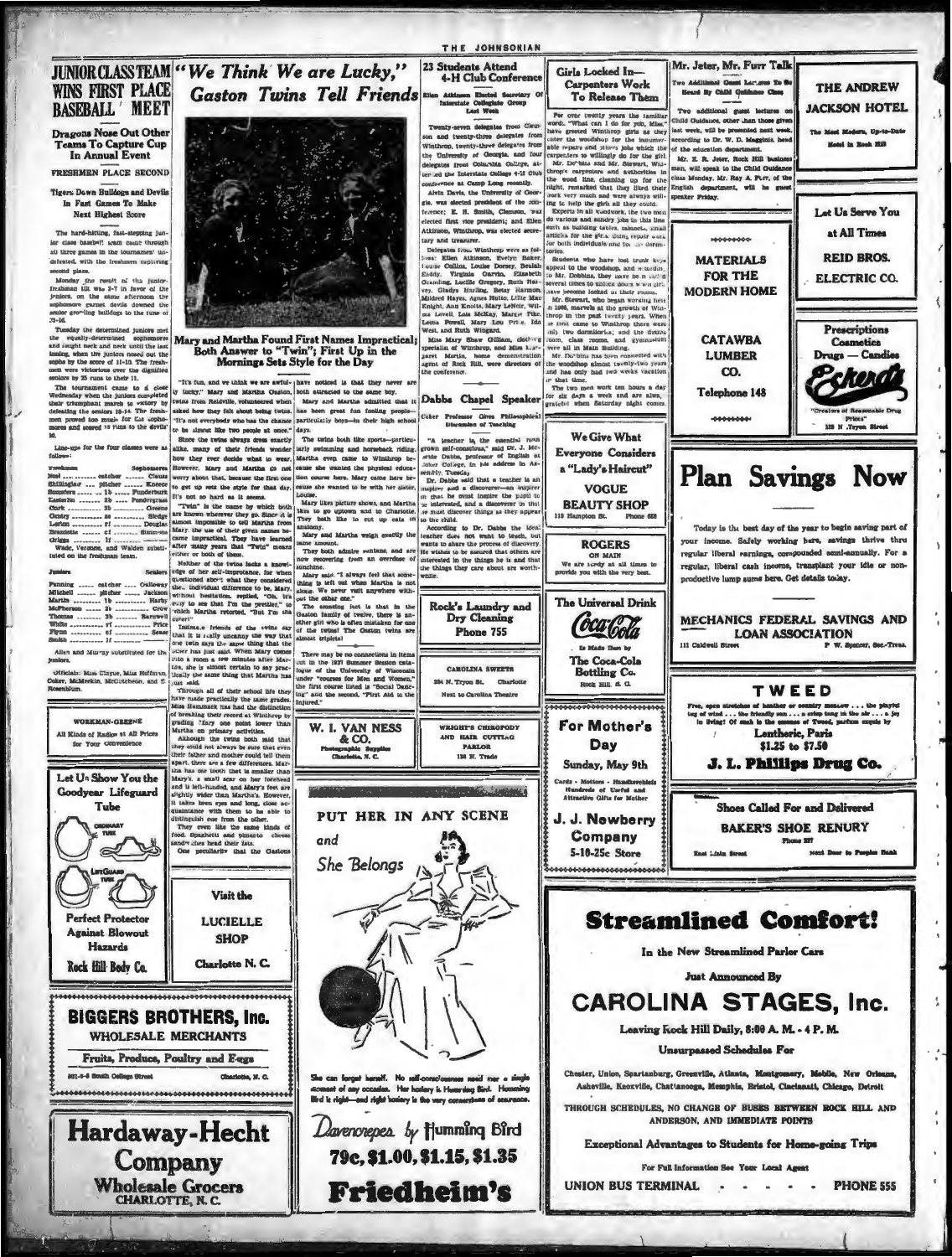# JUNIOR CLASS TEAM WINS FIRST PLACE BASEBALL MEET

## Dragons Nose Out Other Teams To Capture Cup In Annual Event

### FRESHMEN PLACE SECOND

### Tigers Down Bulldogs and Devils In Fast Games To Make Next Highest Score

The hard-hitting, fast-stepping junior class baseball team came through all three games in the tournament undefeated, with the freshmen capturing second place.

Monday the result of the junior-freshman tilt was 2-7 in favor of the juniors, on the same afternoon the sophomore garnet devils downed the senior growling bulldogs to the tune of 23-16.

Tuesday the determined juniors met the equally-determined sophomores and fought neck and neck until the last inning, when the juniors nosed out the sophs by the score of 11-10. The freshmen were victorious over the dignified seniors by 25 runs to their 11.

The tournament came to a close Wednesday when the juniors completed their triumphant march to victory by defeating the seniors 16-14. The freshmen proved too much for the sophomores and scored 15 runs to the devils' 10.

Line-up for the four classes were as follows:

| Freshmen | | Sophomores |
|---|---|---|
| Neal | catcher | Clauss |
| Shillinglaw | pitcher | Kneece |
| Saunders | 1b | Funderburk |
| Easterlin | 2b | Pendergrass |
| Clark | 3b | Greene |
| Gentry | ss | Sledge |
| Layton | rf | Douglas |
| Bramlette | cf | Simmons |
| Griggs | lf | |

Wade, Vereene, and Walden substituted on the freshman team.

| Juniors | | Seniors |
|---|---|---|
| Fanning | catcher | Galloway |
| Mitchell | pitcher | Jackson |
| Martin | 1b | Harby |
| McPherson | 2b | Crow |
| Thomas | 3b | Barnwell |
| White | rf | Price |
| Flynn | cf | Sease |
| Smith | lf | |

Allen and Murray substituted for the juniors.

Officials: Miss Clayue, Miss Hoffman, Coker, McMeekin, McCutcheon, and S. Rosenblum.

---

**WORKMAN-GREENE**

All Kinds of Radios at All Prices for Your Convenience

---

Let Us Show You the Goodyear Lifeguard Tube

ORDINARY TUBE

LIFEGUARD TUBE

Perfect Protector Against Blowout Hazards

Rock Hill Body Co.

---

# "We Think We are Lucky," Gaston Twins Tell Friends

## Mary and Martha Found First Names Impractical; Both Answer to "Twin"; First Up in the Mornings Sets Style for the Day

"It's fun, and we think we are awfully lucky," Mary and Martha Gaston, twins from Reidville, volunteered when asked how they felt about being twins. "It's not everybody who has the chance to be almost like two people at once."

Since the twins always dress exactly alike, many of their friends wonder how they ever decide what to wear. However, Mary and Martha do not worry about that, because the first one to get up sets the style for that day. It's not so hard as it seems.

"Twin" is the name by which both are known wherever they go. Since it is almost impossible to tell Martha from Mary, the use of their given names became impractical. They have learned after many years that "Twin" means either or both of them.

Neither of the twins lacks a knowledge of her self-importance, for when questioned about what they considered the individual difference to be, Mary, without hesitation, replied, "Oh, it's easy to see that I'm the prettier," to which Martha retorted, "But I'm the cuter!"

Intimate friends of the twins say that it is really uncanny the way that one twin says the same thing that the other has just said. When Mary comes into a room a few minutes after Martha, she is almost certain to say practically the same thing that Martha has just said.

Through all of their school life they have made practically the same grades. Miss Hammack has had the distinction of breaking their record at Winthrop by grading Mary one point lower than Martha on primary activities.

Although the twins both said that they could not always be sure that even their father and mother could tell them apart, there are a few differences. Martha has one tooth that is smaller than Mary's, a small scar on her forehead and is left-handed, and Mary's feet are slightly wider than Martha's. However, it takes keen eyes and long, close acquaintance with them to be able to distinguish one from the other.

They even like the same kinds of food. Spaghetti and pimento cheese sandwiches head their lists.

One peculiarity that the Gastons have noticed is that they are never both attracted to the same boy.

Mary and Martha admitted that it has been great fun fooling people—particularly boys—in their high school days.

The twins both like sports—particularly swimming and horseback riding. Martha even came to Winthrop because she wanted the physical education course here. Mary came here because she wanted to be with her sister, Louise.

Mary likes picture shows, and Martha likes to go uptown and to Charlotte. They both like to cut up cats in anatomy.

Mary and Martha weigh exactly the same amount.

They both admire suntans, and are now recovering from an overdose of sunshine.

Mary said, "I always feel that something is left out when Martha is not along. We never visit anywhere without the other one."

The amazing fact is that in the Gaston family of twelve, there is another girl who is often mistaken for one of the twins! The Gaston twins are almost triplets!

---

**Visit the LUCIELLE SHOP** Charlotte N. C.

---

# 23 Students Attend 4-H Club Conference

## Ellen Atkinson Elected Secretary Of Interstate Collegiate Group Last Week

Twenty-seven delegates from Clemson and twenty-three delegates from Winthrop, twenty-three delegates from the University of Georgia, and four delegates from Columbia College, attended the Interstate College 4-H Club conference at Camp Long recently.

Alvin Davis, the University of Georgia, was elected president of the conference; E. H. Smith, Clemson, was elected first vice president; and Ellen Atkinson, Winthrop, was elected secretary and treasurer.

Delegates from Winthrop were as follows: Ellen Atkinson, Evelyn Baker, Louise Collins, Louise Dorsey, Beulah Eddy, Virginia Garvin, Elizabeth Gramling, Lucille Gregory, Ruth Harvey, Gladys Harling, Betsy Harmon, Mildred Hayes, Agnes Hutto, Lillie Mae Knight, Ann Knotts, Mary LeNoir, Wilma Lovell, Lois McKay, Margie Pike, Leona Powell, Mary Lou Price, Ida West, and Ruth Wingard.

Miss Mary Shaw Gilliam, clothing specialist of Winthrop, and Miss Margaret Martin, home demonstration agent of Rock Hill, were directors of the conference.

## Dabbs Chapel Speaker

### Coker Professor Gives Philosophical Discussion of Teaching

"A teacher is the essential man grown self-conscious," said Dr. J. McBride Dabbs, professor of English at Coker College, in his address in Assembly, Tuesday.

Dr. Dabbs said that a teacher is an inspirer and a discoverer—an inspirer in that he must inspire the pupil to be interested, and a discoverer in that he must discover things as they appear to the child.

According to Dr. Dabbs the ideal teacher does not want to teach, but wants to share the process of discovery. He wishes to be assured that others are interested in the things he is and that the things they care about are worthwhile.

There may be no connections in items but in the 1937 Summer Session catalogue of the University of Wisconsin under "courses for Men and Women," the first course listed is "Social Dancing" and the second, "First Aid to the Injured."

---

**W. I. VAN NESS & CO.**

Photographic Supplies

Charlotte, N. C.

---

**Rock's Laundry and Dry Cleaning**

Phone 755

---

**CAROLINA SWEETS**

234 N. Tryon St. Charlotte

Next to Carolina Theatre

---

**WRIGHT'S CHIROPODY AND HAIR CUTTING PARLOR**

136 N. Trade

---

# Girls Locked In—Carpenters Work To Release Them

For over twenty years the familiar words, "What can I do for you, Miss," have greeted Winthrop girls as they enter the woodshop for the innumerable repairs and other jobs which the carpenters so willingly do for the girls.

Mr. Dobbins and Mr. Stewart, Winthrop's carpenters and authorities in the wood line, cleaning up for the night, remarked that they liked their work very much and were always willing to help the girls all they could.

Experts in all woodwork, the two men do various and sundry jobs in this line such as building tables, cabinets, small articles for the girls, doing repair work for both individuals and for the dormitories.

Students who have lost trunk keys appeal to the woodshop, and according to Mr. Dobbins, they have been called several times to unlock doors when girls have become locked in their rooms.

Mr. Stewart, who began working here in 1908, marvels at the growth of Winthrop in the past twenty years. When he first came to Winthrop there were only two dormitories, and the dining room, class rooms, and gymnasium were all in Main Building.

Mr. Dobbins has been connected with the woodshop almost twenty-two years and has only had two weeks vacation in that time.

The two men work ten hours a day for six days a week and are always grateful when Saturday night comes.

---

**We Give What Everyone Considers a "Lady's Haircut"**

**VOGUE BEAUTY SHOP**

110 Hampton St. Phone 688

---

**ROGERS**

ON MAIN

We are ready at all times to provide you with the very best.

---

**The Universal Drink**

**Coca-Cola**

Is Made Here by

The Coca-Cola Bottling Co.

Rock Hill, S. C.

---

**For Mother's Day**

Sunday, May 9th

Cards - Mottoes - Handkerchiefs

Hundreds of Useful and Attractive Gifts for Mother

**J. J. Newberry Company**

5-10-25c Store

---

# Mr. Jeter, Mr. Furr Talk

## Two Additional Guest Lecturers To Be Heard By Child Guidance Class

Two additional guest lectures on Child Guidance, other than those given last week, will be presented next week, according to Dr. W. D. Magginis, head of the education department.

Mr. E. R. Jeter, Rock Hill business man, will speak to the Child Guidance class Monday. Mr. Ray A. Furr, of the English department, will be guest speaker Friday.

---

**MATERIALS FOR THE MODERN HOME**

**CATAWBA LUMBER CO.**

Telephone 148

---

**THE ANDREW JACKSON HOTEL**

The Most Modern, Up-to-Date Hotel in Rock Hill

---

Let Us Serve You at All Times

**REID BROS. ELECTRIC CO.**

---

Prescriptions

Cosmetics

Drugs — Candies

**Eckerd's**

"Creators of Reasonable Drug Prices"

128 N. Tryon Street

---

# Plan Savings Now

Today is the best day of the year to begin saving part of your income. Safely working here, savings thrive thru regular liberal earnings, compounded semi-annually. For a regular, liberal cash income, transplant your idle or non-productive lump sums here. Get details today.

**MECHANICS FEDERAL SAVINGS AND LOAN ASSOCIATION**

111 Caldwell Street P. W. Spencer, Sec.-Treas.

---

**TWEED**

Free, open stretches of heather or country meadow . . . the playful tug of wind . . . the friendly sun . . . a crisp tang in the air . . . a joy in living! Of such is the essence of Tweed, perfume exquisite by Lentheric, Paris

$1.25 to $7.50

**J. L. Phillips Drug Co.**

---

**Shoes Called For and Delivered**

**BAKER'S SHOE RENURY**

Phone 327

East Main Street Next Door to Peoples Bank

---

**BIGGERS BROTHERS, Inc.**

WHOLESALE MERCHANTS

Fruits, Produce, Poultry and Eggs

301-3-5 South College Street Charlotte, N. C.

---

**Hardaway-Hecht Company**

Wholesale Grocers

CHARLOTTE, N. C.

---

**PUT HER IN ANY SCENE and She Belongs**

She can forget herself. No self-consciousness need mar a single moment of any occasion. Her hosiery is Humming Bird. Humming Bird is right—and right hosiery is the very cornerstone of assurance.

Davencrepes by Humming Bird

79c, $1.00, $1.15, $1.35

**Friedheim's**

---

# Streamlined Comfort!

In the New Streamlined Parlor Cars

Just Announced By

**CAROLINA STAGES, Inc.**

Leaving Rock Hill Daily, 8:00 A. M. - 4 P. M.

Unsurpassed Schedules For

Chester, Union, Spartanburg, Greenville, Atlanta, Montgomery, Mobile, New Orleans, Asheville, Knoxville, Chattanooga, Memphis, Bristol, Cincinnati, Chicago, Detroit

THROUGH SCHEDULES, NO CHANGE OF BUSES BETWEEN ROCK HILL AND ANDERSON, AND IMMEDIATE POINTS

Exceptional Advantages to Students for Home-going Trips

For Full Information See Your Local Agent

UNION BUS TERMINAL - - - - - PHONE 555